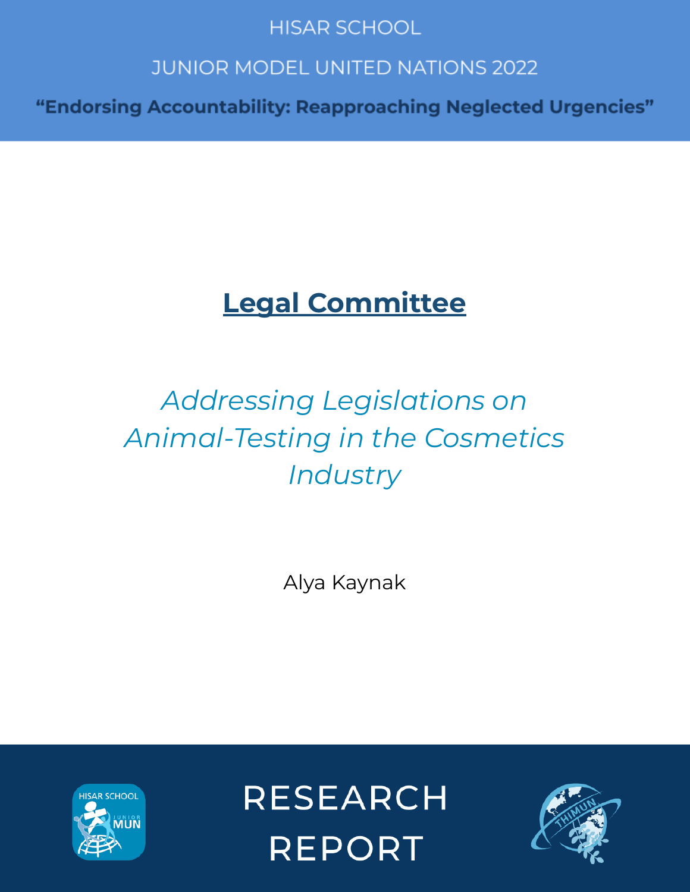HISAR SCHOOL

JUNIOR MODEL UNITED NATIONS 2022

**“Endorsing Accountability: Reapproaching Neglected Urgencies”**

# Legal Committee

## *Addressing Legislations on Animal-Testing in the Cosmetics Industry*

Alya Kaynak

RESEARCH REPORT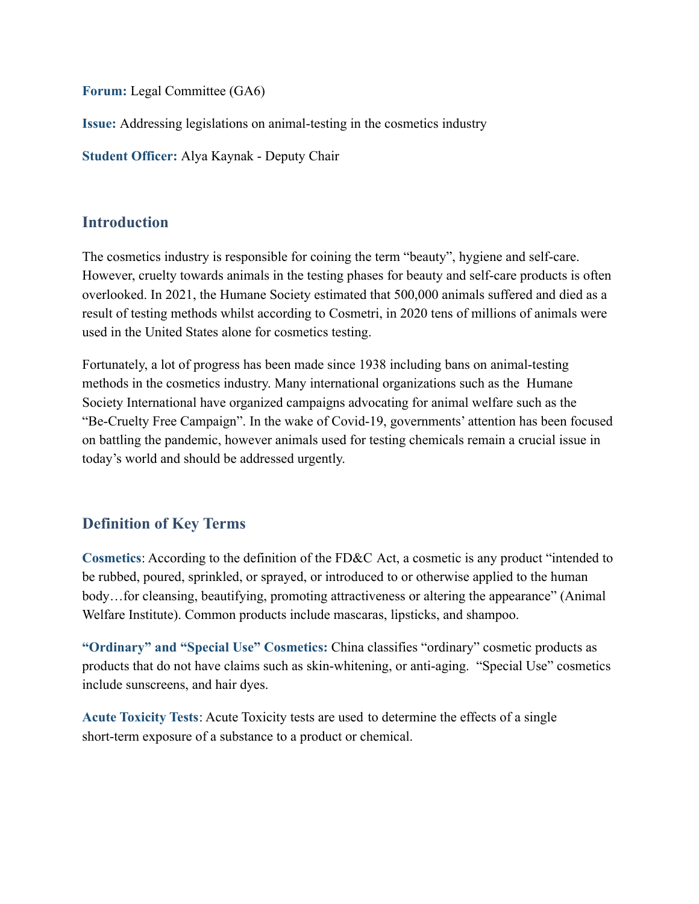**Forum:** Legal Committee (GA6)

**Issue:** Addressing legislations on animal-testing in the cosmetics industry

**Student Officer:** Alya Kaynak - Deputy Chair

## Introduction

The cosmetics industry is responsible for coining the term "beauty", hygiene and self-care. However, cruelty towards animals in the testing phases for beauty and self-care products is often overlooked. In 2021, the Humane Society estimated that 500,000 animals suffered and died as a result of testing methods whilst according to Cosmetri, in 2020 tens of millions of animals were used in the United States alone for cosmetics testing.

Fortunately, a lot of progress has been made since 1938 including bans on animal-testing methods in the cosmetics industry. Many international organizations such as the Humane Society International have organized campaigns advocating for animal welfare such as the "Be-Cruelty Free Campaign". In the wake of Covid-19, governments' attention has been focused on battling the pandemic, however animals used for testing chemicals remain a crucial issue in today's world and should be addressed urgently.

## Definition of Key Terms

**Cosmetics**: According to the definition of the FD&C Act, a cosmetic is any product "intended to be rubbed, poured, sprinkled, or sprayed, or introduced to or otherwise applied to the human body…for cleansing, beautifying, promoting attractiveness or altering the appearance" (Animal Welfare Institute). Common products include mascaras, lipsticks, and shampoo.

**"Ordinary" and "Special Use" Cosmetics:** China classifies "ordinary" cosmetic products as products that do not have claims such as skin-whitening, or anti-aging. "Special Use" cosmetics include sunscreens, and hair dyes.

**Acute Toxicity Tests**: Acute Toxicity tests are used to determine the effects of a single short-term exposure of a substance to a product or chemical.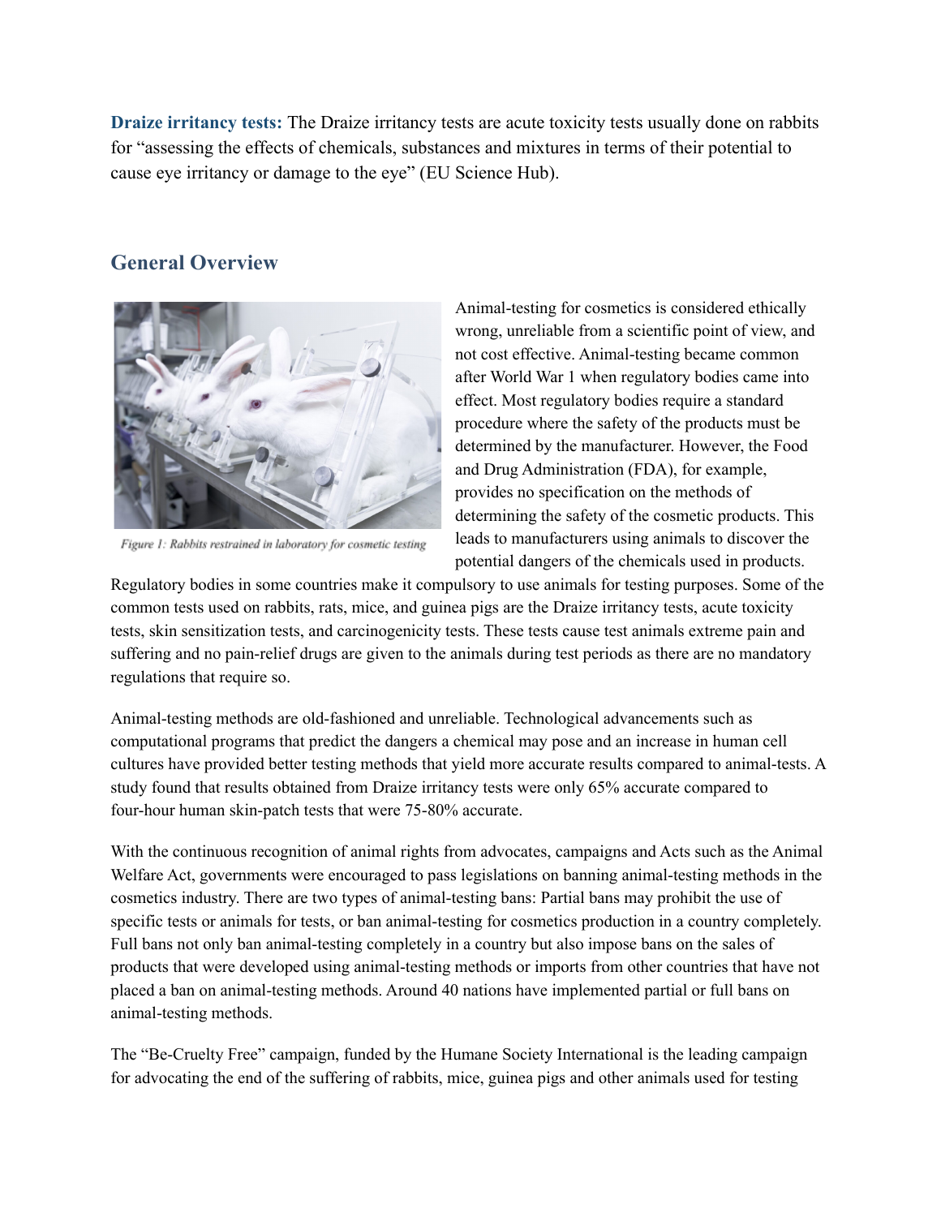**Draize irritancy tests:** The Draize irritancy tests are acute toxicity tests usually done on rabbits for "assessing the effects of chemicals, substances and mixtures in terms of their potential to cause eye irritancy or damage to the eye" (EU Science Hub).

## General Overview

*Figure 1: Rabbits restrained in laboratory for cosmetic testing*

Animal-testing for cosmetics is considered ethically wrong, unreliable from a scientific point of view, and not cost effective. Animal-testing became common after World War 1 when regulatory bodies came into effect. Most regulatory bodies require a standard procedure where the safety of the products must be determined by the manufacturer. However, the Food and Drug Administration (FDA), for example, provides no specification on the methods of determining the safety of the cosmetic products. This leads to manufacturers using animals to discover the potential dangers of the chemicals used in products. Regulatory bodies in some countries make it compulsory to use animals for testing purposes. Some of the common tests used on rabbits, rats, mice, and guinea pigs are the Draize irritancy tests, acute toxicity tests, skin sensitization tests, and carcinogenicity tests. These tests cause test animals extreme pain and suffering and no pain-relief drugs are given to the animals during test periods as there are no mandatory regulations that require so.

Animal-testing methods are old-fashioned and unreliable. Technological advancements such as computational programs that predict the dangers a chemical may pose and an increase in human cell cultures have provided better testing methods that yield more accurate results compared to animal-tests. A study found that results obtained from Draize irritancy tests were only 65% accurate compared to four-hour human skin-patch tests that were 75-80% accurate.

With the continuous recognition of animal rights from advocates, campaigns and Acts such as the Animal Welfare Act, governments were encouraged to pass legislations on banning animal-testing methods in the cosmetics industry. There are two types of animal-testing bans: Partial bans may prohibit the use of specific tests or animals for tests, or ban animal-testing for cosmetics production in a country completely. Full bans not only ban animal-testing completely in a country but also impose bans on the sales of products that were developed using animal-testing methods or imports from other countries that have not placed a ban on animal-testing methods. Around 40 nations have implemented partial or full bans on animal-testing methods.

The "Be-Cruelty Free" campaign, funded by the Humane Society International is the leading campaign for advocating the end of the suffering of rabbits, mice, guinea pigs and other animals used for testing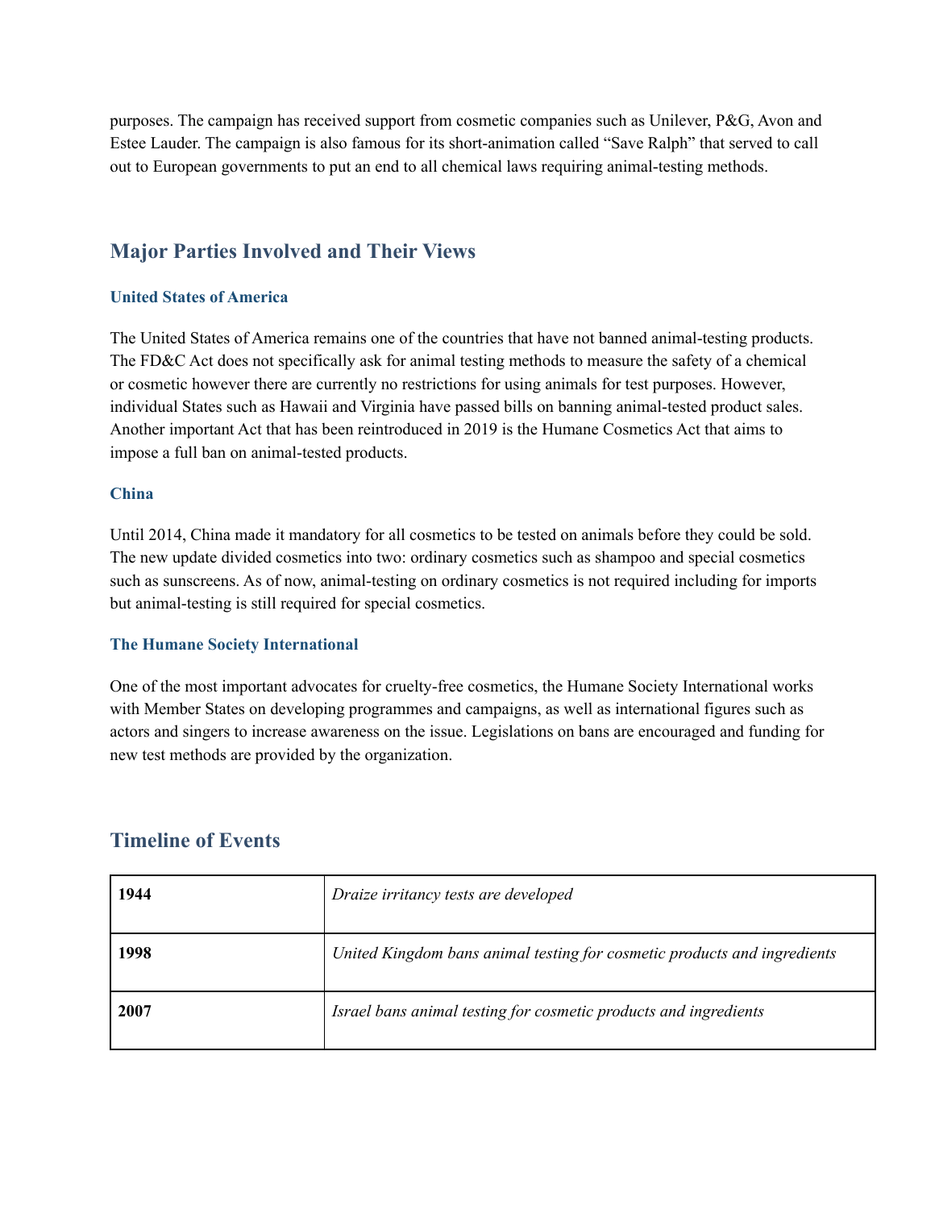purposes. The campaign has received support from cosmetic companies such as Unilever, P&G, Avon and Estee Lauder. The campaign is also famous for its short-animation called "Save Ralph" that served to call out to European governments to put an end to all chemical laws requiring animal-testing methods.

## Major Parties Involved and Their Views

### United States of America

The United States of America remains one of the countries that have not banned animal-testing products. The FD&C Act does not specifically ask for animal testing methods to measure the safety of a chemical or cosmetic however there are currently no restrictions for using animals for test purposes. However, individual States such as Hawaii and Virginia have passed bills on banning animal-tested product sales. Another important Act that has been reintroduced in 2019 is the Humane Cosmetics Act that aims to impose a full ban on animal-tested products.

### China

Until 2014, China made it mandatory for all cosmetics to be tested on animals before they could be sold. The new update divided cosmetics into two: ordinary cosmetics such as shampoo and special cosmetics such as sunscreens. As of now, animal-testing on ordinary cosmetics is not required including for imports but animal-testing is still required for special cosmetics.

### The Humane Society International

One of the most important advocates for cruelty-free cosmetics, the Humane Society International works with Member States on developing programmes and campaigns, as well as international figures such as actors and singers to increase awareness on the issue. Legislations on bans are encouraged and funding for new test methods are provided by the organization.

## Timeline of Events

| | |
|---|---|
| **1944** | *Draize irritancy tests are developed* |
| **1998** | *United Kingdom bans animal testing for cosmetic products and ingredients* |
| **2007** | *Israel bans animal testing for cosmetic products and ingredients* |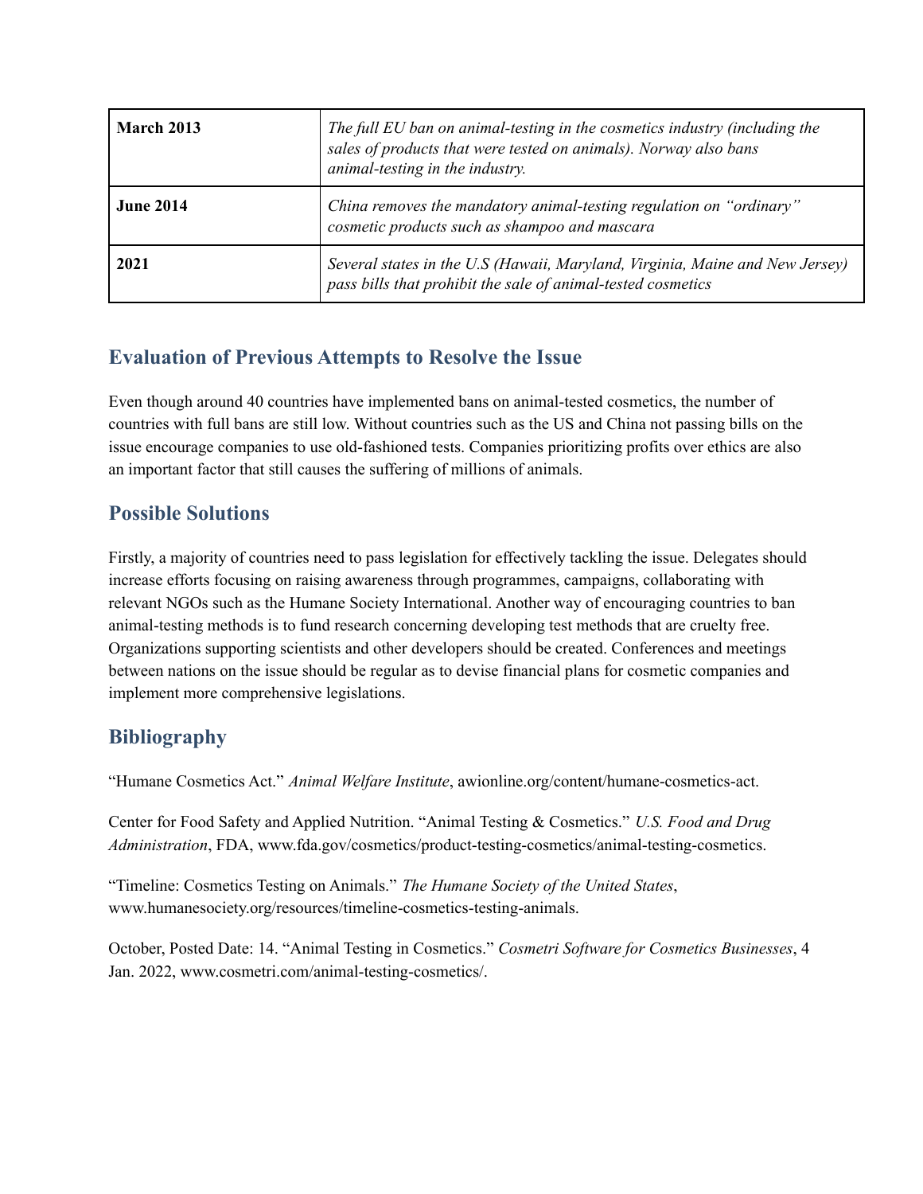| March 2013 | *The full EU ban on animal-testing in the cosmetics industry (including the sales of products that were tested on animals). Norway also bans animal-testing in the industry.* |
|---|---|
| **June 2014** | *China removes the mandatory animal-testing regulation on "ordinary" cosmetic products such as shampoo and mascara* |
| **2021** | *Several states in the U.S (Hawaii, Maryland, Virginia, Maine and New Jersey) pass bills that prohibit the sale of animal-tested cosmetics* |

## Evaluation of Previous Attempts to Resolve the Issue

Even though around 40 countries have implemented bans on animal-tested cosmetics, the number of countries with full bans are still low. Without countries such as the US and China not passing bills on the issue encourage companies to use old-fashioned tests. Companies prioritizing profits over ethics are also an important factor that still causes the suffering of millions of animals.

## Possible Solutions

Firstly, a majority of countries need to pass legislation for effectively tackling the issue. Delegates should increase efforts focusing on raising awareness through programmes, campaigns, collaborating with relevant NGOs such as the Humane Society International. Another way of encouraging countries to ban animal-testing methods is to fund research concerning developing test methods that are cruelty free. Organizations supporting scientists and other developers should be created. Conferences and meetings between nations on the issue should be regular as to devise financial plans for cosmetic companies and implement more comprehensive legislations.

## Bibliography

"Humane Cosmetics Act." *Animal Welfare Institute*, awionline.org/content/humane-cosmetics-act.

Center for Food Safety and Applied Nutrition. "Animal Testing & Cosmetics." *U.S. Food and Drug Administration*, FDA, www.fda.gov/cosmetics/product-testing-cosmetics/animal-testing-cosmetics.

"Timeline: Cosmetics Testing on Animals." *The Humane Society of the United States*, www.humanesociety.org/resources/timeline-cosmetics-testing-animals.

October, Posted Date: 14. "Animal Testing in Cosmetics." *Cosmetri Software for Cosmetics Businesses*, 4 Jan. 2022, www.cosmetri.com/animal-testing-cosmetics/.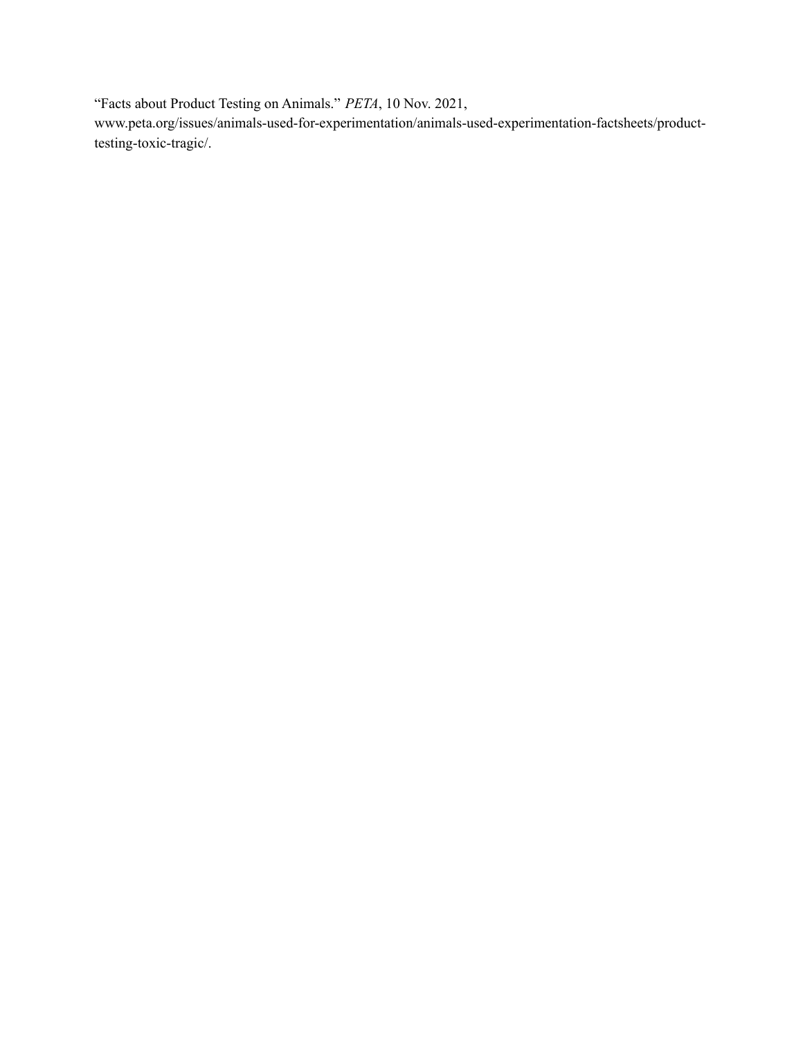"Facts about Product Testing on Animals." *PETA*, 10 Nov. 2021, www.peta.org/issues/animals-used-for-experimentation/animals-used-experimentation-factsheets/product-testing-toxic-tragic/.